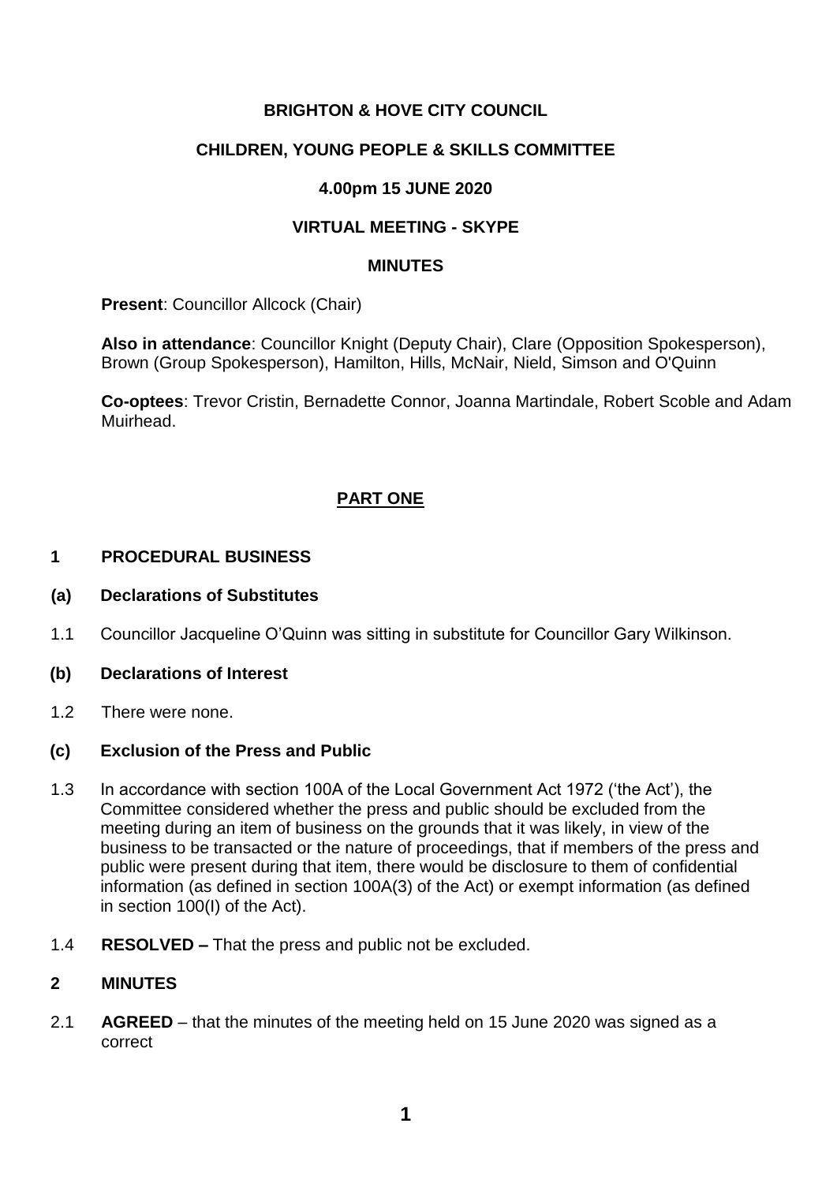**BRIGHTON & HOVE CITY COUNCIL**

**CHILDREN, YOUNG PEOPLE & SKILLS COMMITTEE**

**4.00pm 15 JUNE 2020**

**VIRTUAL MEETING - SKYPE**

**MINUTES**

**Present**: Councillor Allcock (Chair)

**Also in attendance**: Councillor Knight (Deputy Chair), Clare (Opposition Spokesperson), Brown (Group Spokesperson), Hamilton, Hills, McNair, Nield, Simson and O'Quinn

**Co-optees**: Trevor Cristin, Bernadette Connor, Joanna Martindale, Robert Scoble and Adam Muirhead.

## PART ONE

### 1 PROCEDURAL BUSINESS

#### (a) Declarations of Substitutes

1.1 Councillor Jacqueline O'Quinn was sitting in substitute for Councillor Gary Wilkinson.

#### (b) Declarations of Interest

1.2 There were none.

#### (c) Exclusion of the Press and Public

1.3 In accordance with section 100A of the Local Government Act 1972 ('the Act'), the Committee considered whether the press and public should be excluded from the meeting during an item of business on the grounds that it was likely, in view of the business to be transacted or the nature of proceedings, that if members of the press and public were present during that item, there would be disclosure to them of confidential information (as defined in section 100A(3) of the Act) or exempt information (as defined in section 100(I) of the Act).

1.4 **RESOLVED –** That the press and public not be excluded.

### 2 MINUTES

2.1 **AGREED** – that the minutes of the meeting held on 15 June 2020 was signed as a correct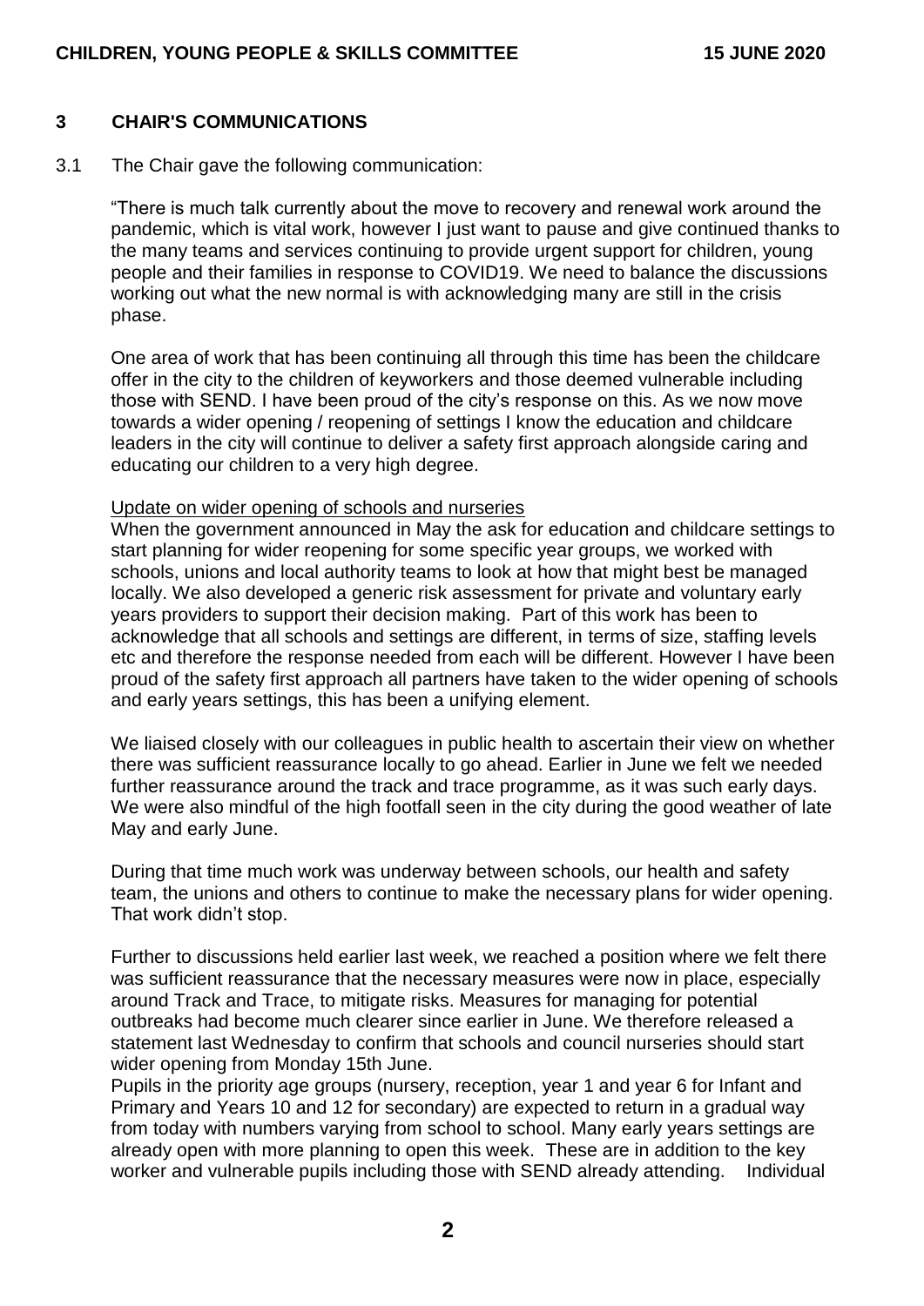## 3 CHAIR'S COMMUNICATIONS

3.1 The Chair gave the following communication:

"There is much talk currently about the move to recovery and renewal work around the pandemic, which is vital work, however I just want to pause and give continued thanks to the many teams and services continuing to provide urgent support for children, young people and their families in response to COVID19. We need to balance the discussions working out what the new normal is with acknowledging many are still in the crisis phase.

One area of work that has been continuing all through this time has been the childcare offer in the city to the children of keyworkers and those deemed vulnerable including those with SEND. I have been proud of the city's response on this. As we now move towards a wider opening / reopening of settings I know the education and childcare leaders in the city will continue to deliver a safety first approach alongside caring and educating our children to a very high degree.

Update on wider opening of schools and nurseries

When the government announced in May the ask for education and childcare settings to start planning for wider reopening for some specific year groups, we worked with schools, unions and local authority teams to look at how that might best be managed locally. We also developed a generic risk assessment for private and voluntary early years providers to support their decision making. Part of this work has been to acknowledge that all schools and settings are different, in terms of size, staffing levels etc and therefore the response needed from each will be different. However I have been proud of the safety first approach all partners have taken to the wider opening of schools and early years settings, this has been a unifying element.

We liaised closely with our colleagues in public health to ascertain their view on whether there was sufficient reassurance locally to go ahead. Earlier in June we felt we needed further reassurance around the track and trace programme, as it was such early days. We were also mindful of the high footfall seen in the city during the good weather of late May and early June.

During that time much work was underway between schools, our health and safety team, the unions and others to continue to make the necessary plans for wider opening. That work didn't stop.

Further to discussions held earlier last week, we reached a position where we felt there was sufficient reassurance that the necessary measures were now in place, especially around Track and Trace, to mitigate risks. Measures for managing for potential outbreaks had become much clearer since earlier in June. We therefore released a statement last Wednesday to confirm that schools and council nurseries should start wider opening from Monday 15th June.

Pupils in the priority age groups (nursery, reception, year 1 and year 6 for Infant and Primary and Years 10 and 12 for secondary) are expected to return in a gradual way from today with numbers varying from school to school. Many early years settings are already open with more planning to open this week. These are in addition to the key worker and vulnerable pupils including those with SEND already attending. Individual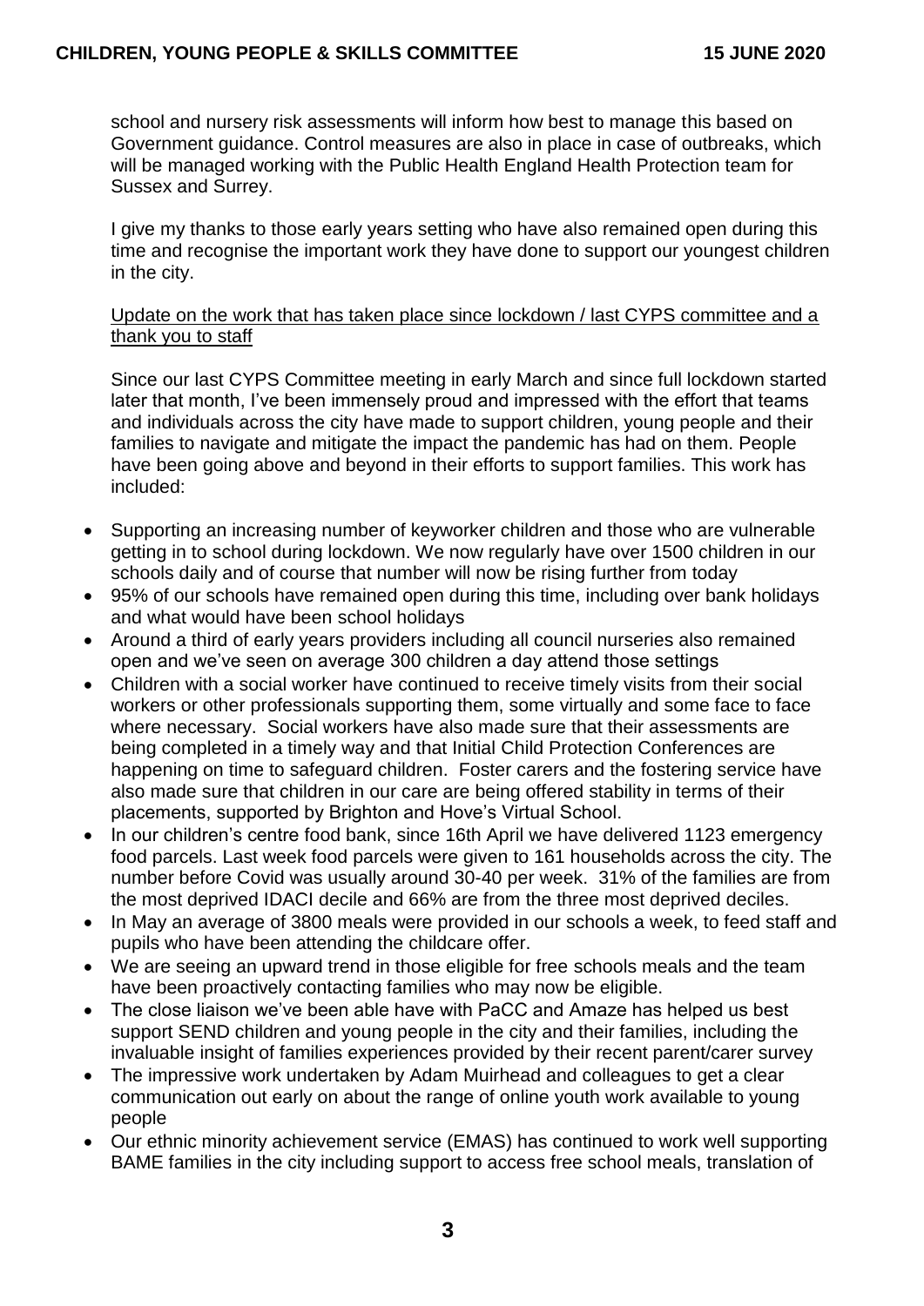school and nursery risk assessments will inform how best to manage this based on Government guidance. Control measures are also in place in case of outbreaks, which will be managed working with the Public Health England Health Protection team for Sussex and Surrey.

I give my thanks to those early years setting who have also remained open during this time and recognise the important work they have done to support our youngest children in the city.

Update on the work that has taken place since lockdown / last CYPS committee and a thank you to staff

Since our last CYPS Committee meeting in early March and since full lockdown started later that month, I've been immensely proud and impressed with the effort that teams and individuals across the city have made to support children, young people and their families to navigate and mitigate the impact the pandemic has had on them. People have been going above and beyond in their efforts to support families. This work has included:

- Supporting an increasing number of keyworker children and those who are vulnerable getting in to school during lockdown. We now regularly have over 1500 children in our schools daily and of course that number will now be rising further from today
- 95% of our schools have remained open during this time, including over bank holidays and what would have been school holidays
- Around a third of early years providers including all council nurseries also remained open and we've seen on average 300 children a day attend those settings
- Children with a social worker have continued to receive timely visits from their social workers or other professionals supporting them, some virtually and some face to face where necessary. Social workers have also made sure that their assessments are being completed in a timely way and that Initial Child Protection Conferences are happening on time to safeguard children. Foster carers and the fostering service have also made sure that children in our care are being offered stability in terms of their placements, supported by Brighton and Hove's Virtual School.
- In our children's centre food bank, since 16th April we have delivered 1123 emergency food parcels. Last week food parcels were given to 161 households across the city. The number before Covid was usually around 30-40 per week. 31% of the families are from the most deprived IDACI decile and 66% are from the three most deprived deciles.
- In May an average of 3800 meals were provided in our schools a week, to feed staff and pupils who have been attending the childcare offer.
- We are seeing an upward trend in those eligible for free schools meals and the team have been proactively contacting families who may now be eligible.
- The close liaison we've been able have with PaCC and Amaze has helped us best support SEND children and young people in the city and their families, including the invaluable insight of families experiences provided by their recent parent/carer survey
- The impressive work undertaken by Adam Muirhead and colleagues to get a clear communication out early on about the range of online youth work available to young people
- Our ethnic minority achievement service (EMAS) has continued to work well supporting BAME families in the city including support to access free school meals, translation of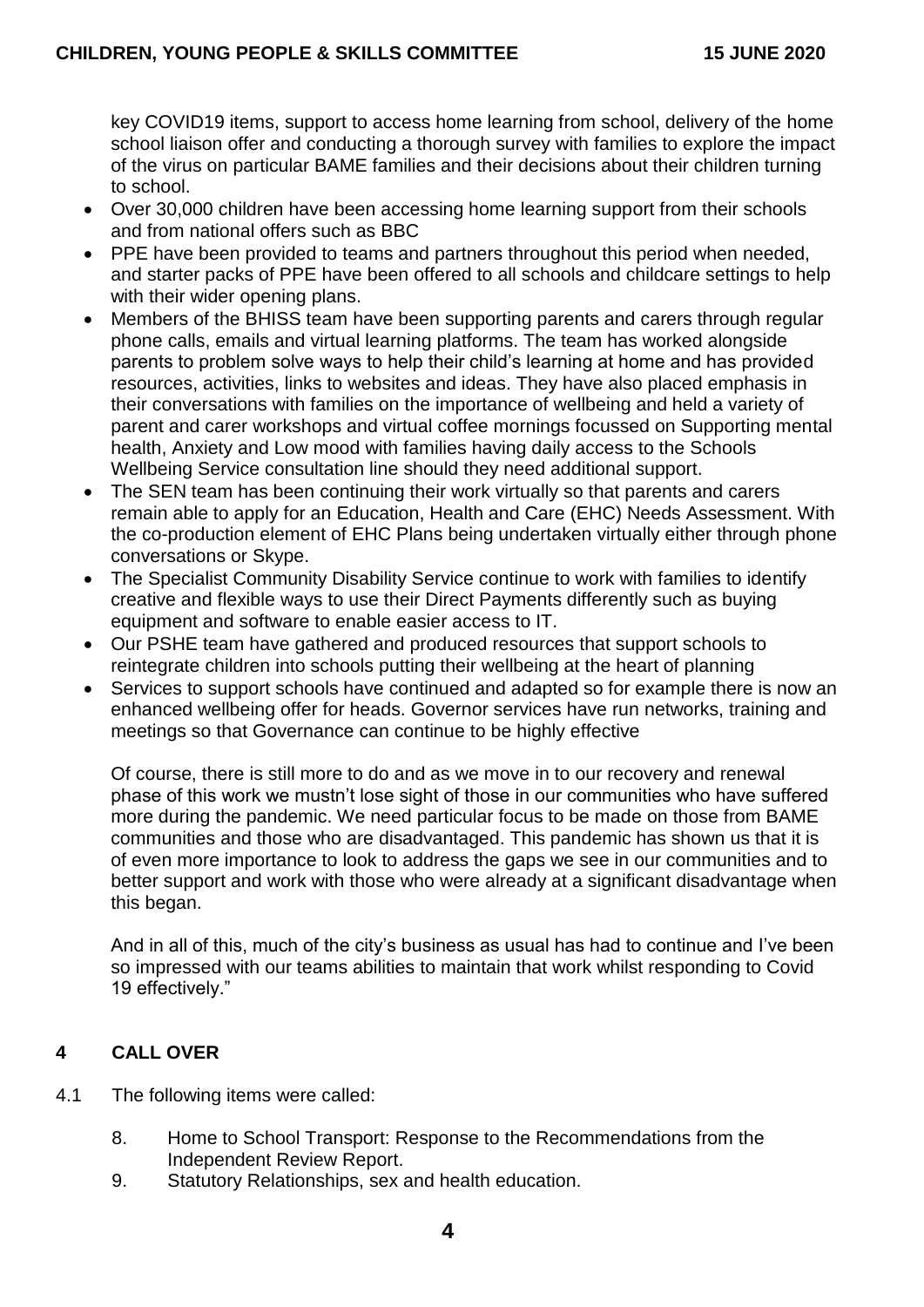key COVID19 items, support to access home learning from school, delivery of the home school liaison offer and conducting a thorough survey with families to explore the impact of the virus on particular BAME families and their decisions about their children turning to school.

- Over 30,000 children have been accessing home learning support from their schools and from national offers such as BBC
- PPE have been provided to teams and partners throughout this period when needed, and starter packs of PPE have been offered to all schools and childcare settings to help with their wider opening plans.
- Members of the BHISS team have been supporting parents and carers through regular phone calls, emails and virtual learning platforms. The team has worked alongside parents to problem solve ways to help their child's learning at home and has provided resources, activities, links to websites and ideas. They have also placed emphasis in their conversations with families on the importance of wellbeing and held a variety of parent and carer workshops and virtual coffee mornings focussed on Supporting mental health, Anxiety and Low mood with families having daily access to the Schools Wellbeing Service consultation line should they need additional support.
- The SEN team has been continuing their work virtually so that parents and carers remain able to apply for an Education, Health and Care (EHC) Needs Assessment. With the co-production element of EHC Plans being undertaken virtually either through phone conversations or Skype.
- The Specialist Community Disability Service continue to work with families to identify creative and flexible ways to use their Direct Payments differently such as buying equipment and software to enable easier access to IT.
- Our PSHE team have gathered and produced resources that support schools to reintegrate children into schools putting their wellbeing at the heart of planning
- Services to support schools have continued and adapted so for example there is now an enhanced wellbeing offer for heads. Governor services have run networks, training and meetings so that Governance can continue to be highly effective

Of course, there is still more to do and as we move in to our recovery and renewal phase of this work we mustn't lose sight of those in our communities who have suffered more during the pandemic. We need particular focus to be made on those from BAME communities and those who are disadvantaged. This pandemic has shown us that it is of even more importance to look to address the gaps we see in our communities and to better support and work with those who were already at a significant disadvantage when this began.

And in all of this, much of the city's business as usual has had to continue and I've been so impressed with our teams abilities to maintain that work whilst responding to Covid 19 effectively."

## 4 CALL OVER

4.1 The following items were called:

8. Home to School Transport: Response to the Recommendations from the Independent Review Report.
9. Statutory Relationships, sex and health education.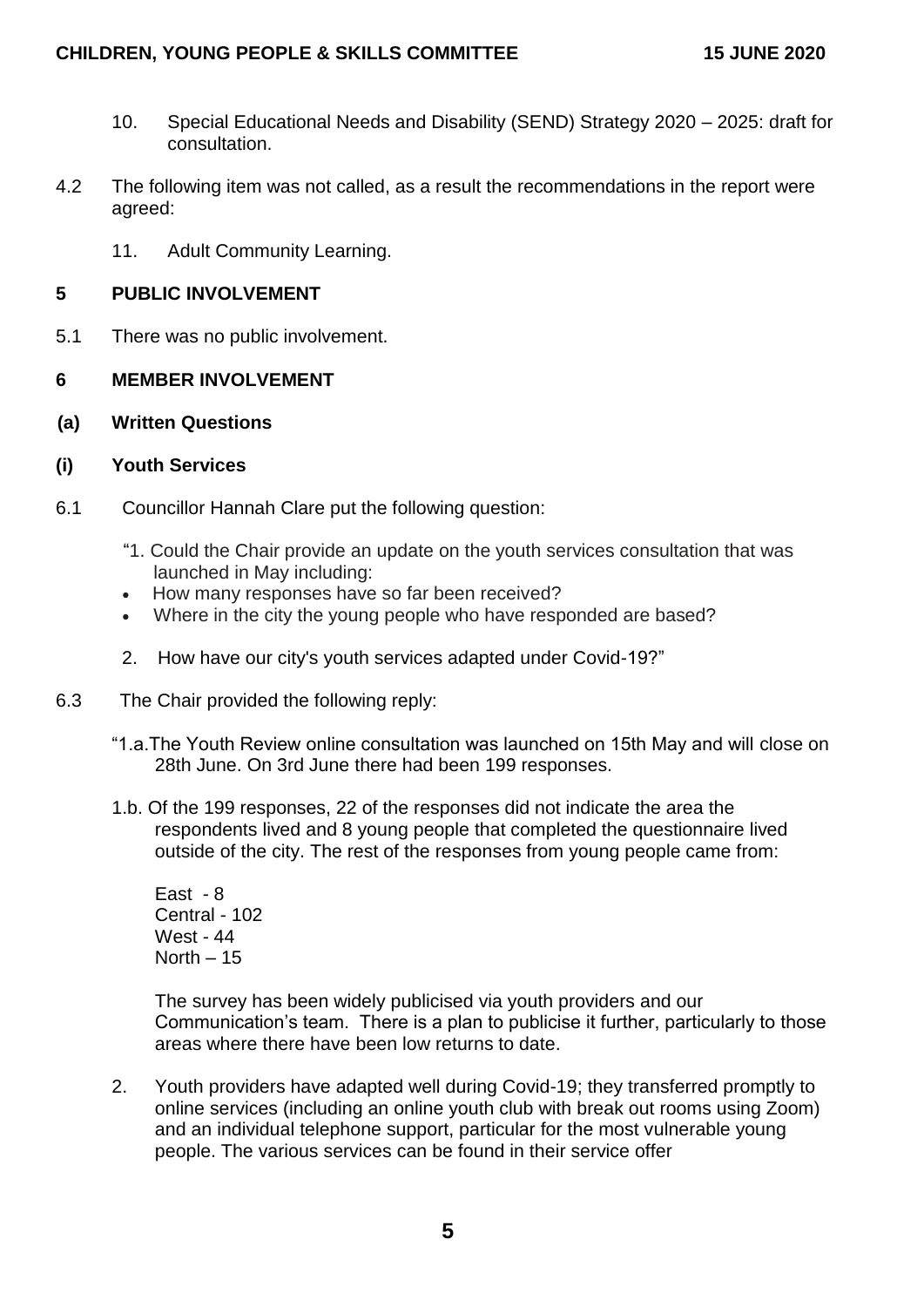10. Special Educational Needs and Disability (SEND) Strategy 2020 – 2025: draft for consultation.

4.2 The following item was not called, as a result the recommendations in the report were agreed:

11. Adult Community Learning.

## 5 PUBLIC INVOLVEMENT

5.1 There was no public involvement.

## 6 MEMBER INVOLVEMENT

### (a) Written Questions

### (i) Youth Services

6.1 Councillor Hannah Clare put the following question:

"1. Could the Chair provide an update on the youth services consultation that was launched in May including:

- How many responses have so far been received?
- Where in the city the young people who have responded are based?

2. How have our city's youth services adapted under Covid-19?"

6.3 The Chair provided the following reply:

"1.a. The Youth Review online consultation was launched on 15th May and will close on 28th June. On 3rd June there had been 199 responses.

1.b. Of the 199 responses, 22 of the responses did not indicate the area the respondents lived and 8 young people that completed the questionnaire lived outside of the city. The rest of the responses from young people came from:

East - 8
Central - 102
West - 44
North – 15

The survey has been widely publicised via youth providers and our Communication's team. There is a plan to publicise it further, particularly to those areas where there have been low returns to date.

2. Youth providers have adapted well during Covid-19; they transferred promptly to online services (including an online youth club with break out rooms using Zoom) and an individual telephone support, particular for the most vulnerable young people. The various services can be found in their service offer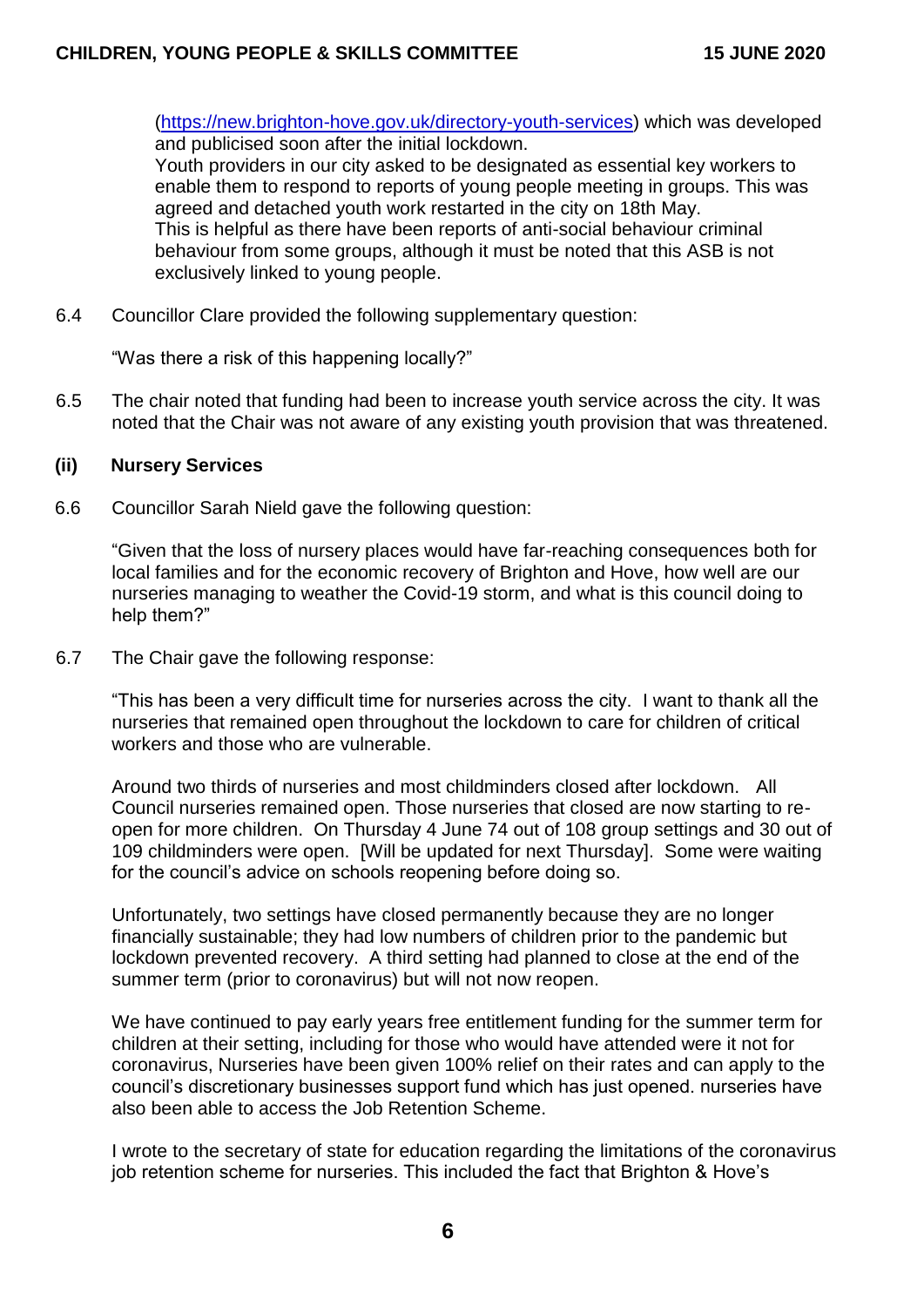(https://new.brighton-hove.gov.uk/directory-youth-services) which was developed and publicised soon after the initial lockdown.
Youth providers in our city asked to be designated as essential key workers to enable them to respond to reports of young people meeting in groups. This was agreed and detached youth work restarted in the city on 18th May.
This is helpful as there have been reports of anti-social behaviour criminal behaviour from some groups, although it must be noted that this ASB is not exclusively linked to young people.

6.4 Councillor Clare provided the following supplementary question:

"Was there a risk of this happening locally?"

6.5 The chair noted that funding had been to increase youth service across the city. It was noted that the Chair was not aware of any existing youth provision that was threatened.

**(ii) Nursery Services**

6.6 Councillor Sarah Nield gave the following question:

"Given that the loss of nursery places would have far-reaching consequences both for local families and for the economic recovery of Brighton and Hove, how well are our nurseries managing to weather the Covid-19 storm, and what is this council doing to help them?"

6.7 The Chair gave the following response:

"This has been a very difficult time for nurseries across the city. I want to thank all the nurseries that remained open throughout the lockdown to care for children of critical workers and those who are vulnerable.

Around two thirds of nurseries and most childminders closed after lockdown. All Council nurseries remained open. Those nurseries that closed are now starting to re-open for more children. On Thursday 4 June 74 out of 108 group settings and 30 out of 109 childminders were open. [Will be updated for next Thursday]. Some were waiting for the council's advice on schools reopening before doing so.

Unfortunately, two settings have closed permanently because they are no longer financially sustainable; they had low numbers of children prior to the pandemic but lockdown prevented recovery. A third setting had planned to close at the end of the summer term (prior to coronavirus) but will not now reopen.

We have continued to pay early years free entitlement funding for the summer term for children at their setting, including for those who would have attended were it not for coronavirus, Nurseries have been given 100% relief on their rates and can apply to the council's discretionary businesses support fund which has just opened. nurseries have also been able to access the Job Retention Scheme.

I wrote to the secretary of state for education regarding the limitations of the coronavirus job retention scheme for nurseries. This included the fact that Brighton & Hove's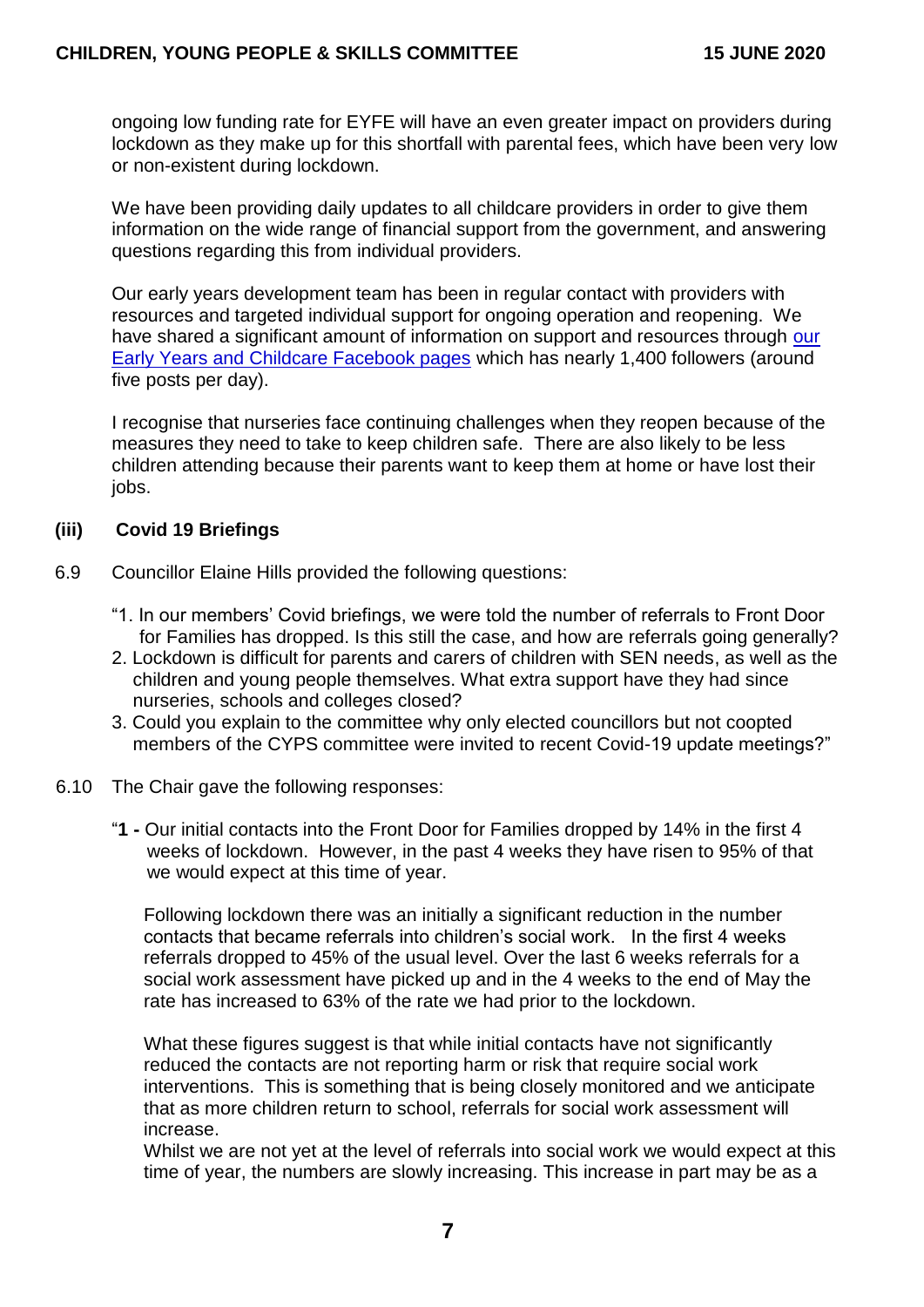ongoing low funding rate for EYFE will have an even greater impact on providers during lockdown as they make up for this shortfall with parental fees, which have been very low or non-existent during lockdown.

We have been providing daily updates to all childcare providers in order to give them information on the wide range of financial support from the government, and answering questions regarding this from individual providers.

Our early years development team has been in regular contact with providers with resources and targeted individual support for ongoing operation and reopening. We have shared a significant amount of information on support and resources through our Early Years and Childcare Facebook pages which has nearly 1,400 followers (around five posts per day).

I recognise that nurseries face continuing challenges when they reopen because of the measures they need to take to keep children safe. There are also likely to be less children attending because their parents want to keep them at home or have lost their jobs.

**(iii) Covid 19 Briefings**

6.9 Councillor Elaine Hills provided the following questions:

"1. In our members' Covid briefings, we were told the number of referrals to Front Door for Families has dropped. Is this still the case, and how are referrals going generally?
2. Lockdown is difficult for parents and carers of children with SEN needs, as well as the children and young people themselves. What extra support have they had since nurseries, schools and colleges closed?
3. Could you explain to the committee why only elected councillors but not coopted members of the CYPS committee were invited to recent Covid-19 update meetings?"

6.10 The Chair gave the following responses:

"**1 -** Our initial contacts into the Front Door for Families dropped by 14% in the first 4 weeks of lockdown. However, in the past 4 weeks they have risen to 95% of that we would expect at this time of year.

Following lockdown there was an initially a significant reduction in the number contacts that became referrals into children's social work. In the first 4 weeks referrals dropped to 45% of the usual level. Over the last 6 weeks referrals for a social work assessment have picked up and in the 4 weeks to the end of May the rate has increased to 63% of the rate we had prior to the lockdown.

What these figures suggest is that while initial contacts have not significantly reduced the contacts are not reporting harm or risk that require social work interventions. This is something that is being closely monitored and we anticipate that as more children return to school, referrals for social work assessment will increase.
Whilst we are not yet at the level of referrals into social work we would expect at this time of year, the numbers are slowly increasing. This increase in part may be as a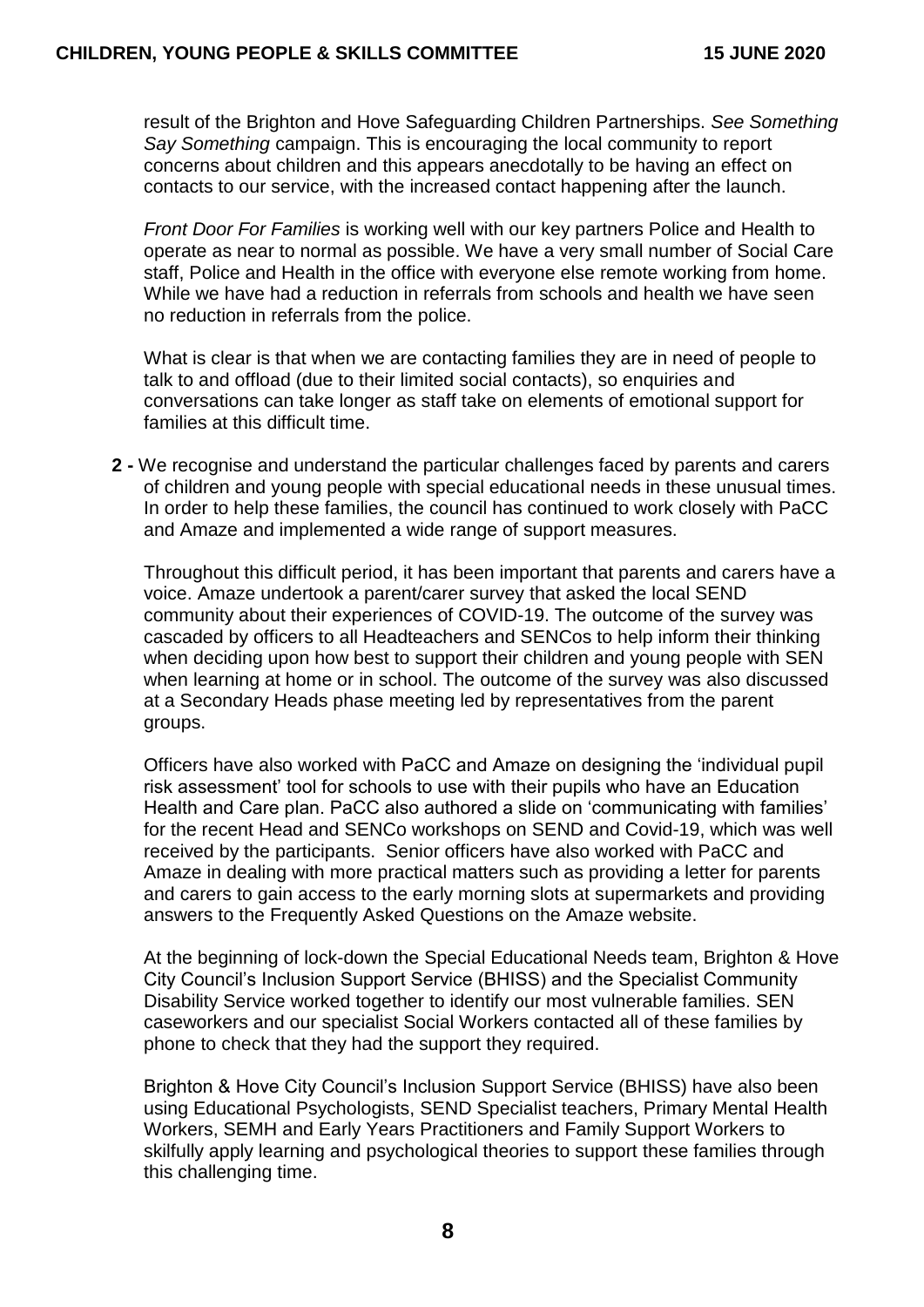result of the Brighton and Hove Safeguarding Children Partnerships. *See Something Say Something* campaign. This is encouraging the local community to report concerns about children and this appears anecdotally to be having an effect on contacts to our service, with the increased contact happening after the launch.

*Front Door For Families* is working well with our key partners Police and Health to operate as near to normal as possible. We have a very small number of Social Care staff, Police and Health in the office with everyone else remote working from home. While we have had a reduction in referrals from schools and health we have seen no reduction in referrals from the police.

What is clear is that when we are contacting families they are in need of people to talk to and offload (due to their limited social contacts), so enquiries and conversations can take longer as staff take on elements of emotional support for families at this difficult time.

**2 -** We recognise and understand the particular challenges faced by parents and carers of children and young people with special educational needs in these unusual times. In order to help these families, the council has continued to work closely with PaCC and Amaze and implemented a wide range of support measures.

Throughout this difficult period, it has been important that parents and carers have a voice. Amaze undertook a parent/carer survey that asked the local SEND community about their experiences of COVID-19. The outcome of the survey was cascaded by officers to all Headteachers and SENCos to help inform their thinking when deciding upon how best to support their children and young people with SEN when learning at home or in school. The outcome of the survey was also discussed at a Secondary Heads phase meeting led by representatives from the parent groups.

Officers have also worked with PaCC and Amaze on designing the 'individual pupil risk assessment' tool for schools to use with their pupils who have an Education Health and Care plan. PaCC also authored a slide on 'communicating with families' for the recent Head and SENCo workshops on SEND and Covid-19, which was well received by the participants. Senior officers have also worked with PaCC and Amaze in dealing with more practical matters such as providing a letter for parents and carers to gain access to the early morning slots at supermarkets and providing answers to the Frequently Asked Questions on the Amaze website.

At the beginning of lock-down the Special Educational Needs team, Brighton & Hove City Council's Inclusion Support Service (BHISS) and the Specialist Community Disability Service worked together to identify our most vulnerable families. SEN caseworkers and our specialist Social Workers contacted all of these families by phone to check that they had the support they required.

Brighton & Hove City Council's Inclusion Support Service (BHISS) have also been using Educational Psychologists, SEND Specialist teachers, Primary Mental Health Workers, SEMH and Early Years Practitioners and Family Support Workers to skilfully apply learning and psychological theories to support these families through this challenging time.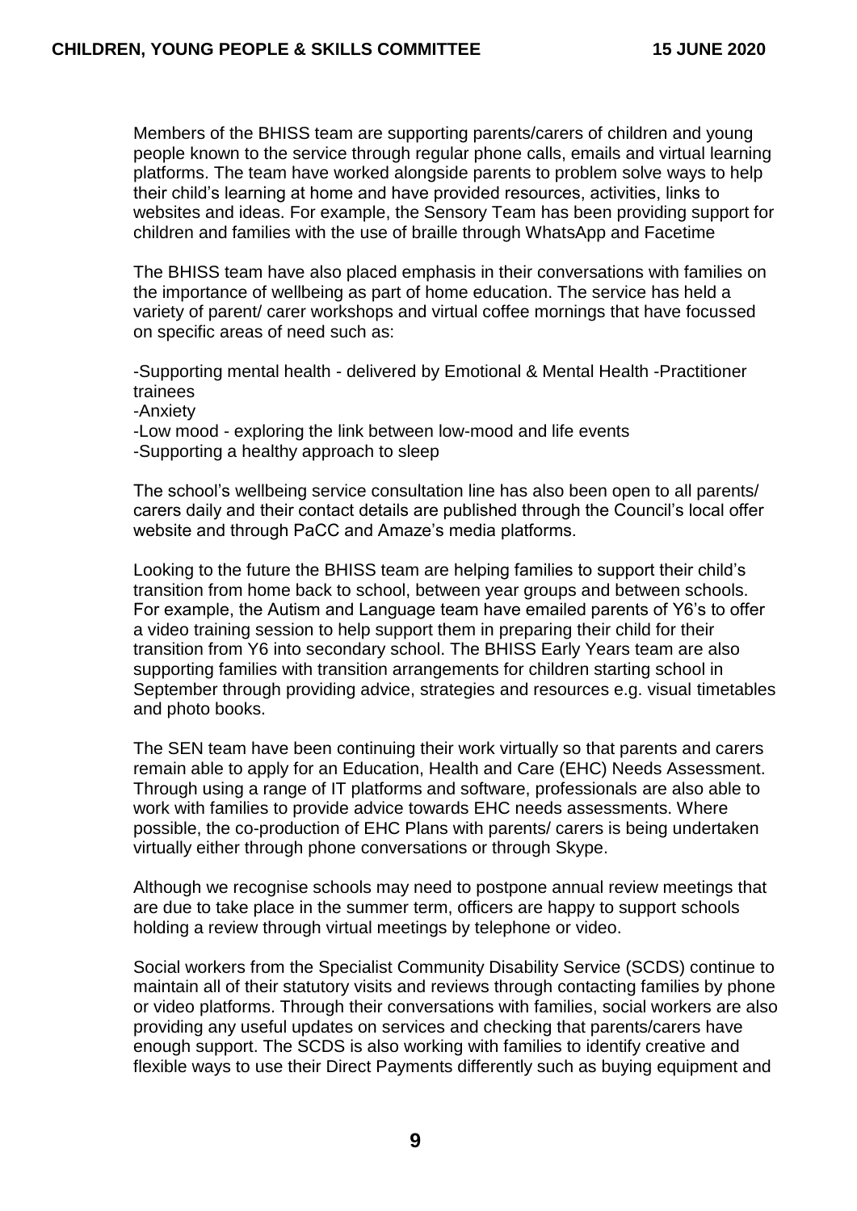Members of the BHISS team are supporting parents/carers of children and young people known to the service through regular phone calls, emails and virtual learning platforms. The team have worked alongside parents to problem solve ways to help their child's learning at home and have provided resources, activities, links to websites and ideas. For example, the Sensory Team has been providing support for children and families with the use of braille through WhatsApp and Facetime

The BHISS team have also placed emphasis in their conversations with families on the importance of wellbeing as part of home education. The service has held a variety of parent/ carer workshops and virtual coffee mornings that have focussed on specific areas of need such as:

-Supporting mental health - delivered by Emotional & Mental Health -Practitioner trainees
-Anxiety
-Low mood - exploring the link between low-mood and life events
-Supporting a healthy approach to sleep

The school's wellbeing service consultation line has also been open to all parents/ carers daily and their contact details are published through the Council's local offer website and through PaCC and Amaze's media platforms.

Looking to the future the BHISS team are helping families to support their child's transition from home back to school, between year groups and between schools. For example, the Autism and Language team have emailed parents of Y6's to offer a video training session to help support them in preparing their child for their transition from Y6 into secondary school. The BHISS Early Years team are also supporting families with transition arrangements for children starting school in September through providing advice, strategies and resources e.g. visual timetables and photo books.

The SEN team have been continuing their work virtually so that parents and carers remain able to apply for an Education, Health and Care (EHC) Needs Assessment. Through using a range of IT platforms and software, professionals are also able to work with families to provide advice towards EHC needs assessments. Where possible, the co-production of EHC Plans with parents/ carers is being undertaken virtually either through phone conversations or through Skype.

Although we recognise schools may need to postpone annual review meetings that are due to take place in the summer term, officers are happy to support schools holding a review through virtual meetings by telephone or video.

Social workers from the Specialist Community Disability Service (SCDS) continue to maintain all of their statutory visits and reviews through contacting families by phone or video platforms. Through their conversations with families, social workers are also providing any useful updates on services and checking that parents/carers have enough support. The SCDS is also working with families to identify creative and flexible ways to use their Direct Payments differently such as buying equipment and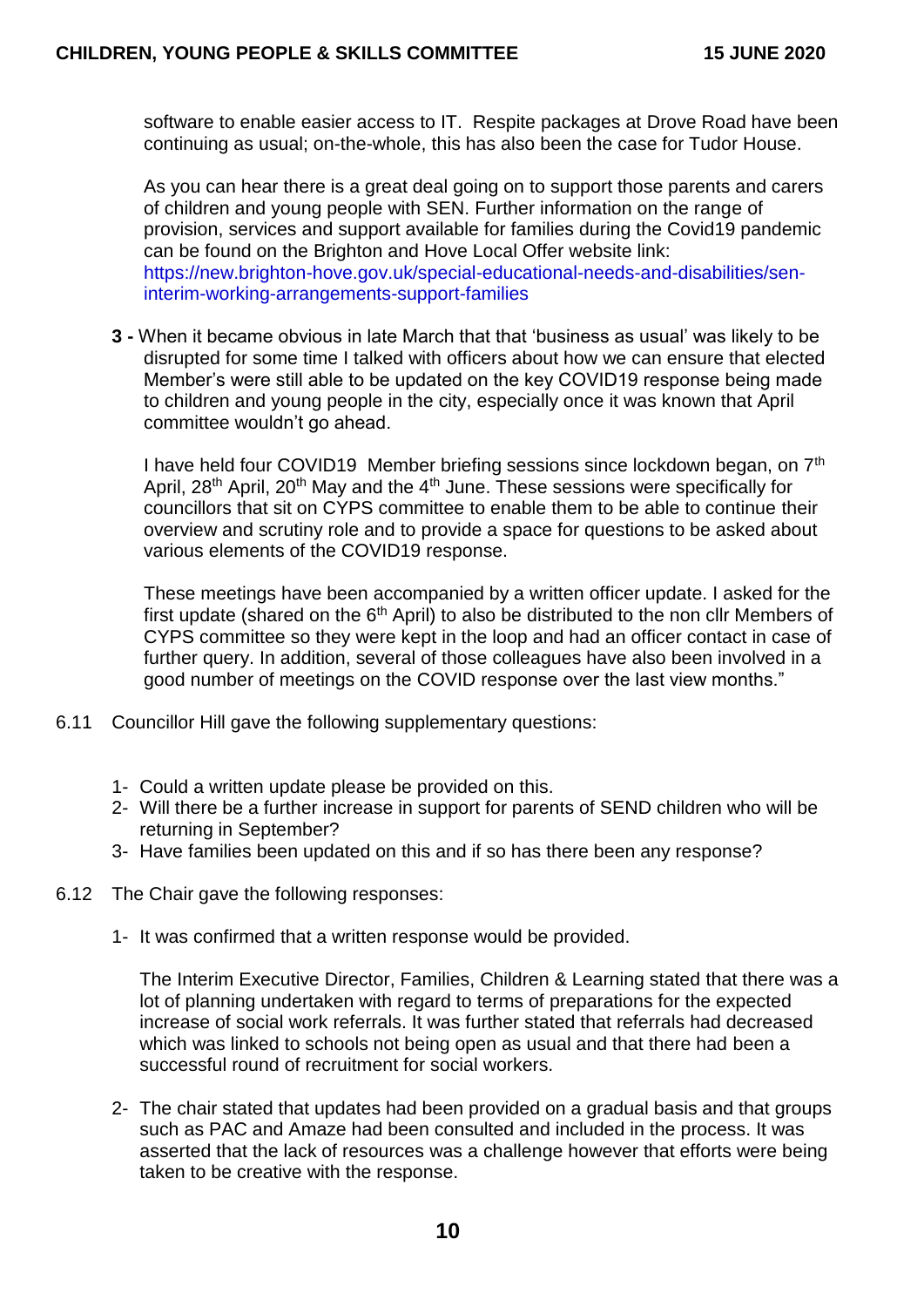software to enable easier access to IT. Respite packages at Drove Road have been continuing as usual; on-the-whole, this has also been the case for Tudor House.

As you can hear there is a great deal going on to support those parents and carers of children and young people with SEN. Further information on the range of provision, services and support available for families during the Covid19 pandemic can be found on the Brighton and Hove Local Offer website link: https://new.brighton-hove.gov.uk/special-educational-needs-and-disabilities/sen-interim-working-arrangements-support-families

**3 -** When it became obvious in late March that that 'business as usual' was likely to be disrupted for some time I talked with officers about how we can ensure that elected Member's were still able to be updated on the key COVID19 response being made to children and young people in the city, especially once it was known that April committee wouldn't go ahead.

I have held four COVID19 Member briefing sessions since lockdown began, on 7th April, 28th April, 20th May and the 4th June. These sessions were specifically for councillors that sit on CYPS committee to enable them to be able to continue their overview and scrutiny role and to provide a space for questions to be asked about various elements of the COVID19 response.

These meetings have been accompanied by a written officer update. I asked for the first update (shared on the 6th April) to also be distributed to the non cllr Members of CYPS committee so they were kept in the loop and had an officer contact in case of further query. In addition, several of those colleagues have also been involved in a good number of meetings on the COVID response over the last view months."

6.11 Councillor Hill gave the following supplementary questions:

1- Could a written update please be provided on this.
2- Will there be a further increase in support for parents of SEND children who will be returning in September?
3- Have families been updated on this and if so has there been any response?

6.12 The Chair gave the following responses:

1- It was confirmed that a written response would be provided.

The Interim Executive Director, Families, Children & Learning stated that there was a lot of planning undertaken with regard to terms of preparations for the expected increase of social work referrals. It was further stated that referrals had decreased which was linked to schools not being open as usual and that there had been a successful round of recruitment for social workers.

2- The chair stated that updates had been provided on a gradual basis and that groups such as PAC and Amaze had been consulted and included in the process. It was asserted that the lack of resources was a challenge however that efforts were being taken to be creative with the response.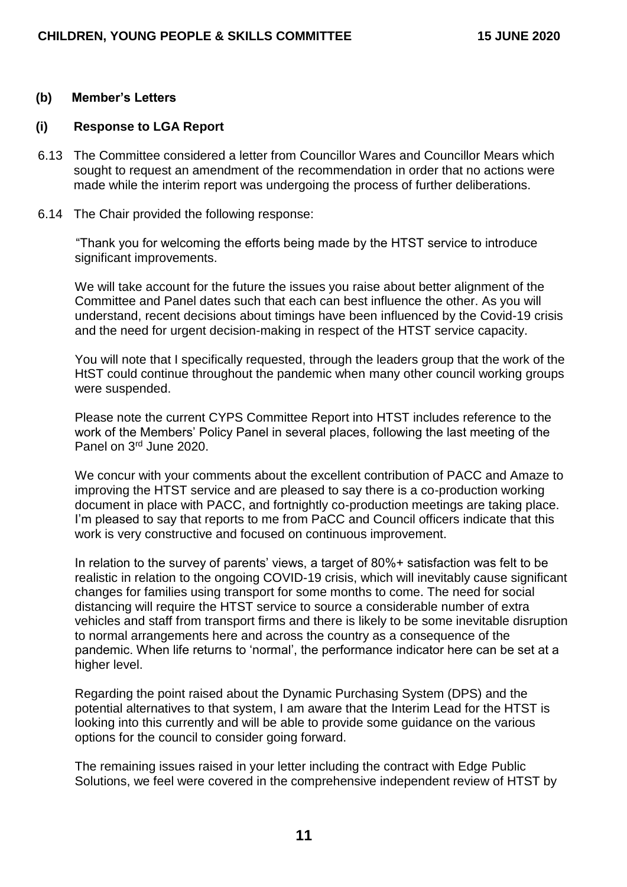### (b) Member's Letters

### (i) Response to LGA Report

6.13 The Committee considered a letter from Councillor Wares and Councillor Mears which sought to request an amendment of the recommendation in order that no actions were made while the interim report was undergoing the process of further deliberations.

6.14 The Chair provided the following response:

"Thank you for welcoming the efforts being made by the HTST service to introduce significant improvements.

We will take account for the future the issues you raise about better alignment of the Committee and Panel dates such that each can best influence the other. As you will understand, recent decisions about timings have been influenced by the Covid-19 crisis and the need for urgent decision-making in respect of the HTST service capacity.

You will note that I specifically requested, through the leaders group that the work of the HtST could continue throughout the pandemic when many other council working groups were suspended.

Please note the current CYPS Committee Report into HTST includes reference to the work of the Members' Policy Panel in several places, following the last meeting of the Panel on 3rd June 2020.

We concur with your comments about the excellent contribution of PACC and Amaze to improving the HTST service and are pleased to say there is a co-production working document in place with PACC, and fortnightly co-production meetings are taking place. I'm pleased to say that reports to me from PaCC and Council officers indicate that this work is very constructive and focused on continuous improvement.

In relation to the survey of parents' views, a target of 80%+ satisfaction was felt to be realistic in relation to the ongoing COVID-19 crisis, which will inevitably cause significant changes for families using transport for some months to come. The need for social distancing will require the HTST service to source a considerable number of extra vehicles and staff from transport firms and there is likely to be some inevitable disruption to normal arrangements here and across the country as a consequence of the pandemic. When life returns to 'normal', the performance indicator here can be set at a higher level.

Regarding the point raised about the Dynamic Purchasing System (DPS) and the potential alternatives to that system, I am aware that the Interim Lead for the HTST is looking into this currently and will be able to provide some guidance on the various options for the council to consider going forward.

The remaining issues raised in your letter including the contract with Edge Public Solutions, we feel were covered in the comprehensive independent review of HTST by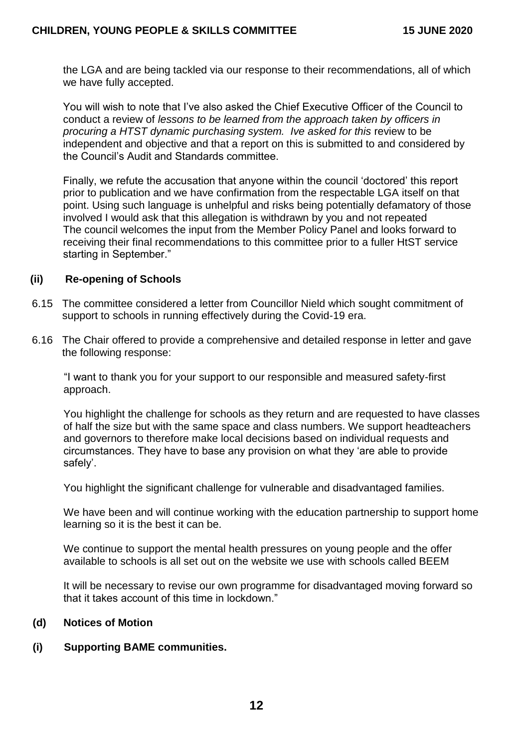the LGA and are being tackled via our response to their recommendations, all of which we have fully accepted.

You will wish to note that I've also asked the Chief Executive Officer of the Council to conduct a review of *lessons to be learned from the approach taken by officers in procuring a HTST dynamic purchasing system. Ive asked for this* review to be independent and objective and that a report on this is submitted to and considered by the Council's Audit and Standards committee.

Finally, we refute the accusation that anyone within the council 'doctored' this report prior to publication and we have confirmation from the respectable LGA itself on that point. Using such language is unhelpful and risks being potentially defamatory of those involved I would ask that this allegation is withdrawn by you and not repeated
The council welcomes the input from the Member Policy Panel and looks forward to receiving their final recommendations to this committee prior to a fuller HtST service starting in September."

**(ii) Re-opening of Schools**

6.15 The committee considered a letter from Councillor Nield which sought commitment of support to schools in running effectively during the Covid-19 era.

6.16 The Chair offered to provide a comprehensive and detailed response in letter and gave the following response:

"I want to thank you for your support to our responsible and measured safety-first approach.

You highlight the challenge for schools as they return and are requested to have classes of half the size but with the same space and class numbers. We support headteachers and governors to therefore make local decisions based on individual requests and circumstances. They have to base any provision on what they 'are able to provide safely'.

You highlight the significant challenge for vulnerable and disadvantaged families.

We have been and will continue working with the education partnership to support home learning so it is the best it can be.

We continue to support the mental health pressures on young people and the offer available to schools is all set out on the website we use with schools called BEEM

It will be necessary to revise our own programme for disadvantaged moving forward so that it takes account of this time in lockdown."

**(d) Notices of Motion**

**(i) Supporting BAME communities.**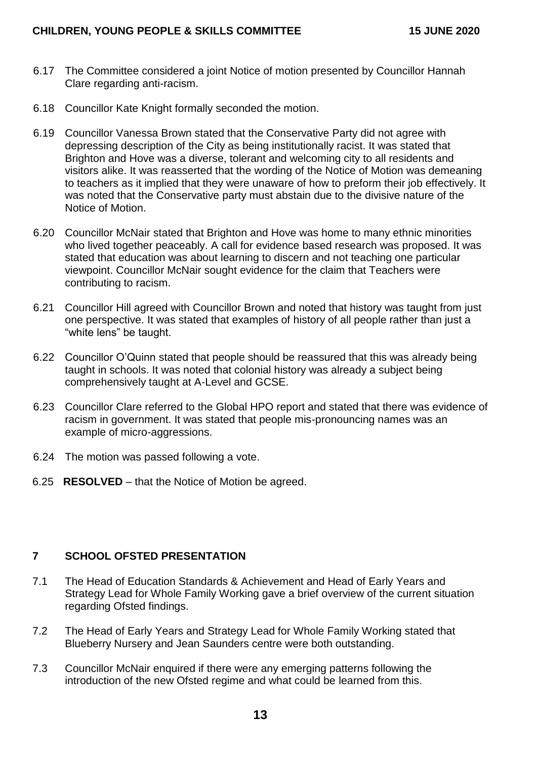6.17 The Committee considered a joint Notice of motion presented by Councillor Hannah Clare regarding anti-racism.

6.18 Councillor Kate Knight formally seconded the motion.

6.19 Councillor Vanessa Brown stated that the Conservative Party did not agree with depressing description of the City as being institutionally racist. It was stated that Brighton and Hove was a diverse, tolerant and welcoming city to all residents and visitors alike. It was reasserted that the wording of the Notice of Motion was demeaning to teachers as it implied that they were unaware of how to preform their job effectively. It was noted that the Conservative party must abstain due to the divisive nature of the Notice of Motion.

6.20 Councillor McNair stated that Brighton and Hove was home to many ethnic minorities who lived together peaceably. A call for evidence based research was proposed. It was stated that education was about learning to discern and not teaching one particular viewpoint. Councillor McNair sought evidence for the claim that Teachers were contributing to racism.

6.21 Councillor Hill agreed with Councillor Brown and noted that history was taught from just one perspective. It was stated that examples of history of all people rather than just a "white lens" be taught.

6.22 Councillor O'Quinn stated that people should be reassured that this was already being taught in schools. It was noted that colonial history was already a subject being comprehensively taught at A-Level and GCSE.

6.23 Councillor Clare referred to the Global HPO report and stated that there was evidence of racism in government. It was stated that people mis-pronouncing names was an example of micro-aggressions.

6.24 The motion was passed following a vote.

6.25 **RESOLVED** – that the Notice of Motion be agreed.

## 7 SCHOOL OFSTED PRESENTATION

7.1 The Head of Education Standards & Achievement and Head of Early Years and Strategy Lead for Whole Family Working gave a brief overview of the current situation regarding Ofsted findings.

7.2 The Head of Early Years and Strategy Lead for Whole Family Working stated that Blueberry Nursery and Jean Saunders centre were both outstanding.

7.3 Councillor McNair enquired if there were any emerging patterns following the introduction of the new Ofsted regime and what could be learned from this.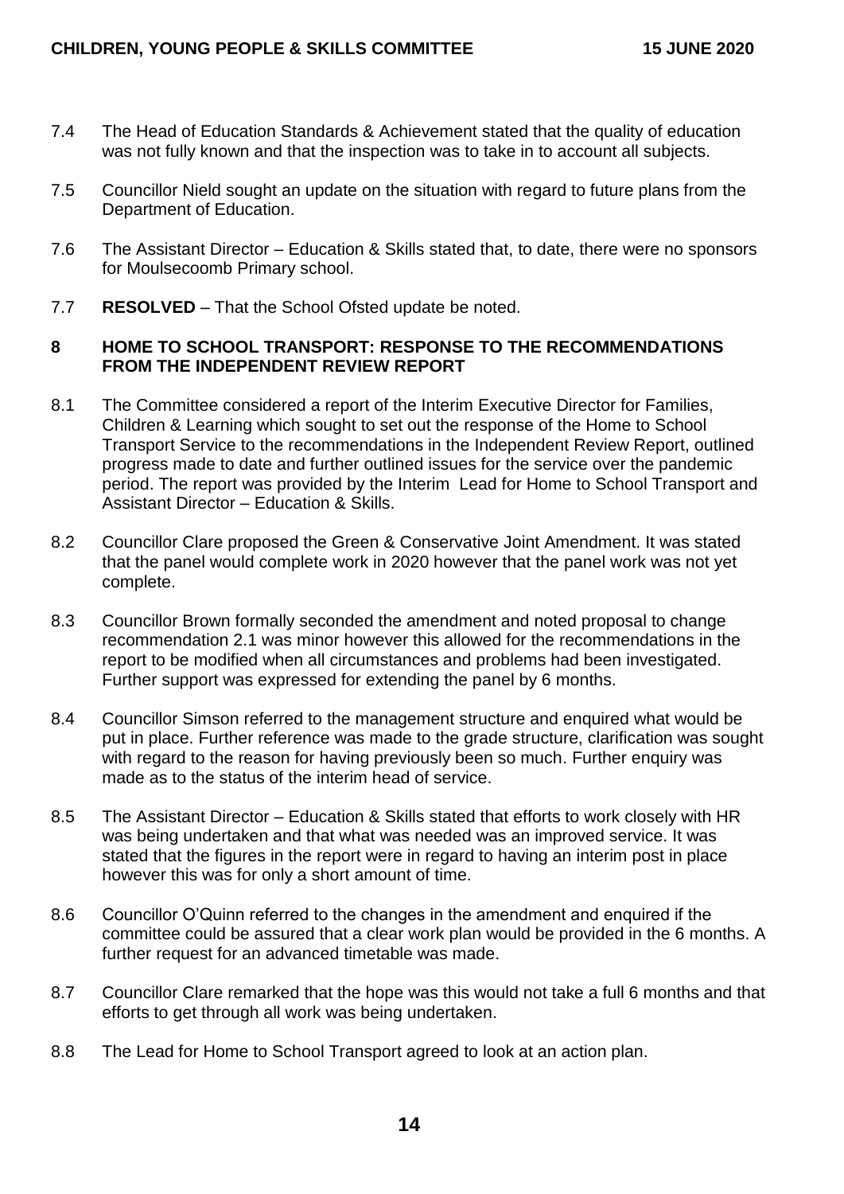7.4 The Head of Education Standards & Achievement stated that the quality of education was not fully known and that the inspection was to take in to account all subjects.

7.5 Councillor Nield sought an update on the situation with regard to future plans from the Department of Education.

7.6 The Assistant Director – Education & Skills stated that, to date, there were no sponsors for Moulsecoomb Primary school.

7.7 **RESOLVED** – That the School Ofsted update be noted.

## 8 HOME TO SCHOOL TRANSPORT: RESPONSE TO THE RECOMMENDATIONS FROM THE INDEPENDENT REVIEW REPORT

8.1 The Committee considered a report of the Interim Executive Director for Families, Children & Learning which sought to set out the response of the Home to School Transport Service to the recommendations in the Independent Review Report, outlined progress made to date and further outlined issues for the service over the pandemic period. The report was provided by the Interim Lead for Home to School Transport and Assistant Director – Education & Skills.

8.2 Councillor Clare proposed the Green & Conservative Joint Amendment. It was stated that the panel would complete work in 2020 however that the panel work was not yet complete.

8.3 Councillor Brown formally seconded the amendment and noted proposal to change recommendation 2.1 was minor however this allowed for the recommendations in the report to be modified when all circumstances and problems had been investigated. Further support was expressed for extending the panel by 6 months.

8.4 Councillor Simson referred to the management structure and enquired what would be put in place. Further reference was made to the grade structure, clarification was sought with regard to the reason for having previously been so much. Further enquiry was made as to the status of the interim head of service.

8.5 The Assistant Director – Education & Skills stated that efforts to work closely with HR was being undertaken and that what was needed was an improved service. It was stated that the figures in the report were in regard to having an interim post in place however this was for only a short amount of time.

8.6 Councillor O'Quinn referred to the changes in the amendment and enquired if the committee could be assured that a clear work plan would be provided in the 6 months. A further request for an advanced timetable was made.

8.7 Councillor Clare remarked that the hope was this would not take a full 6 months and that efforts to get through all work was being undertaken.

8.8 The Lead for Home to School Transport agreed to look at an action plan.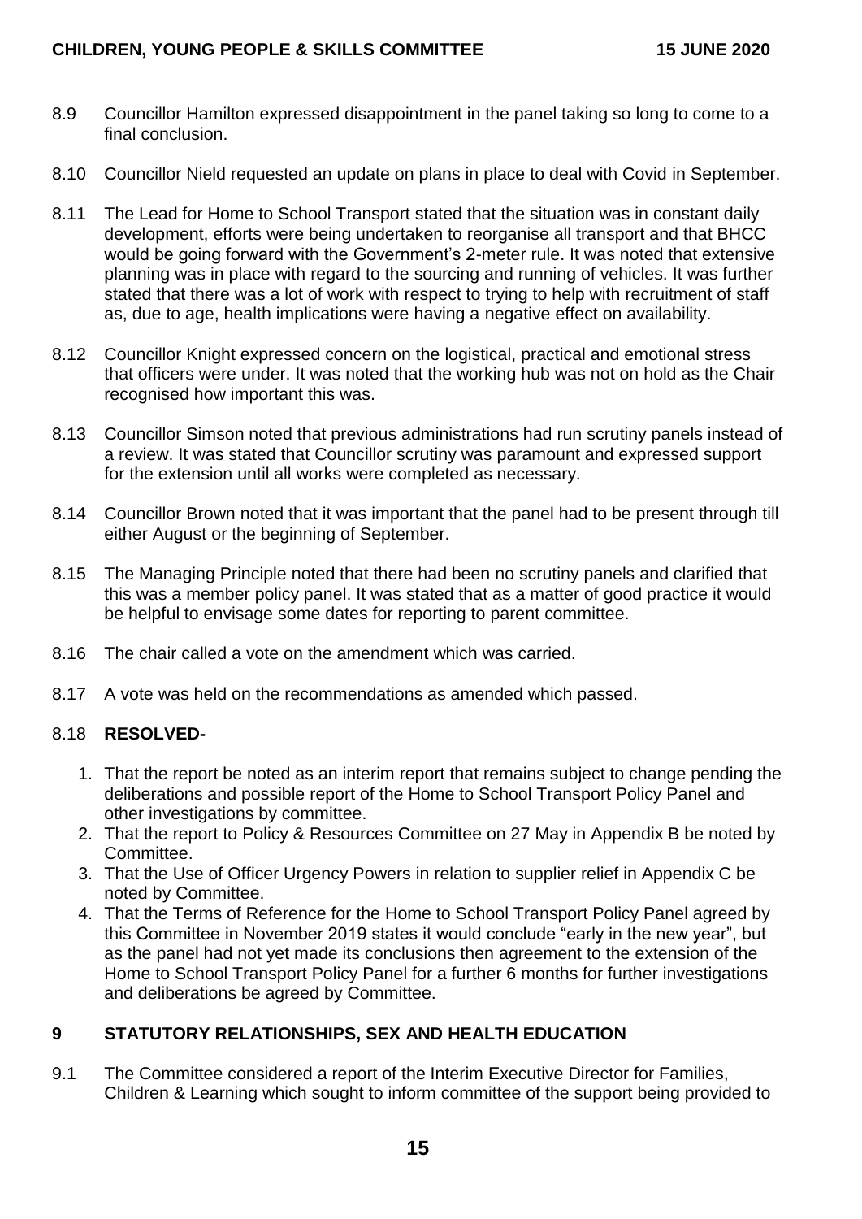8.9 Councillor Hamilton expressed disappointment in the panel taking so long to come to a final conclusion.

8.10 Councillor Nield requested an update on plans in place to deal with Covid in September.

8.11 The Lead for Home to School Transport stated that the situation was in constant daily development, efforts were being undertaken to reorganise all transport and that BHCC would be going forward with the Government's 2-meter rule. It was noted that extensive planning was in place with regard to the sourcing and running of vehicles. It was further stated that there was a lot of work with respect to trying to help with recruitment of staff as, due to age, health implications were having a negative effect on availability.

8.12 Councillor Knight expressed concern on the logistical, practical and emotional stress that officers were under. It was noted that the working hub was not on hold as the Chair recognised how important this was.

8.13 Councillor Simson noted that previous administrations had run scrutiny panels instead of a review. It was stated that Councillor scrutiny was paramount and expressed support for the extension until all works were completed as necessary.

8.14 Councillor Brown noted that it was important that the panel had to be present through till either August or the beginning of September.

8.15 The Managing Principle noted that there had been no scrutiny panels and clarified that this was a member policy panel. It was stated that as a matter of good practice it would be helpful to envisage some dates for reporting to parent committee.

8.16 The chair called a vote on the amendment which was carried.

8.17 A vote was held on the recommendations as amended which passed.

8.18 **RESOLVED-**

1. That the report be noted as an interim report that remains subject to change pending the deliberations and possible report of the Home to School Transport Policy Panel and other investigations by committee.
2. That the report to Policy & Resources Committee on 27 May in Appendix B be noted by Committee.
3. That the Use of Officer Urgency Powers in relation to supplier relief in Appendix C be noted by Committee.
4. That the Terms of Reference for the Home to School Transport Policy Panel agreed by this Committee in November 2019 states it would conclude "early in the new year", but as the panel had not yet made its conclusions then agreement to the extension of the Home to School Transport Policy Panel for a further 6 months for further investigations and deliberations be agreed by Committee.

## 9 STATUTORY RELATIONSHIPS, SEX AND HEALTH EDUCATION

9.1 The Committee considered a report of the Interim Executive Director for Families, Children & Learning which sought to inform committee of the support being provided to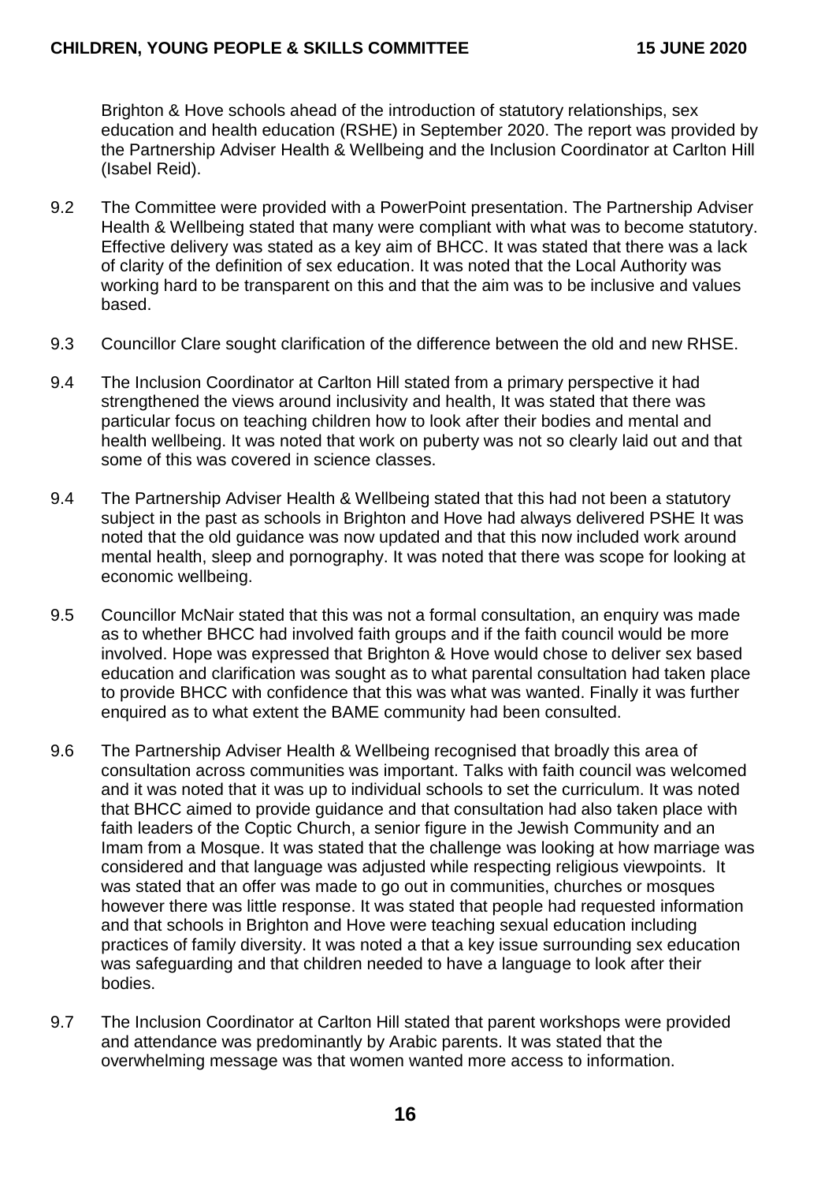Brighton & Hove schools ahead of the introduction of statutory relationships, sex education and health education (RSHE) in September 2020. The report was provided by the Partnership Adviser Health & Wellbeing and the Inclusion Coordinator at Carlton Hill (Isabel Reid).

9.2 The Committee were provided with a PowerPoint presentation. The Partnership Adviser Health & Wellbeing stated that many were compliant with what was to become statutory. Effective delivery was stated as a key aim of BHCC. It was stated that there was a lack of clarity of the definition of sex education. It was noted that the Local Authority was working hard to be transparent on this and that the aim was to be inclusive and values based.

9.3 Councillor Clare sought clarification of the difference between the old and new RHSE.

9.4 The Inclusion Coordinator at Carlton Hill stated from a primary perspective it had strengthened the views around inclusivity and health, It was stated that there was particular focus on teaching children how to look after their bodies and mental and health wellbeing. It was noted that work on puberty was not so clearly laid out and that some of this was covered in science classes.

9.4 The Partnership Adviser Health & Wellbeing stated that this had not been a statutory subject in the past as schools in Brighton and Hove had always delivered PSHE It was noted that the old guidance was now updated and that this now included work around mental health, sleep and pornography. It was noted that there was scope for looking at economic wellbeing.

9.5 Councillor McNair stated that this was not a formal consultation, an enquiry was made as to whether BHCC had involved faith groups and if the faith council would be more involved. Hope was expressed that Brighton & Hove would chose to deliver sex based education and clarification was sought as to what parental consultation had taken place to provide BHCC with confidence that this was what was wanted. Finally it was further enquired as to what extent the BAME community had been consulted.

9.6 The Partnership Adviser Health & Wellbeing recognised that broadly this area of consultation across communities was important. Talks with faith council was welcomed and it was noted that it was up to individual schools to set the curriculum. It was noted that BHCC aimed to provide guidance and that consultation had also taken place with faith leaders of the Coptic Church, a senior figure in the Jewish Community and an Imam from a Mosque. It was stated that the challenge was looking at how marriage was considered and that language was adjusted while respecting religious viewpoints. It was stated that an offer was made to go out in communities, churches or mosques however there was little response. It was stated that people had requested information and that schools in Brighton and Hove were teaching sexual education including practices of family diversity. It was noted a that a key issue surrounding sex education was safeguarding and that children needed to have a language to look after their bodies.

9.7 The Inclusion Coordinator at Carlton Hill stated that parent workshops were provided and attendance was predominantly by Arabic parents. It was stated that the overwhelming message was that women wanted more access to information.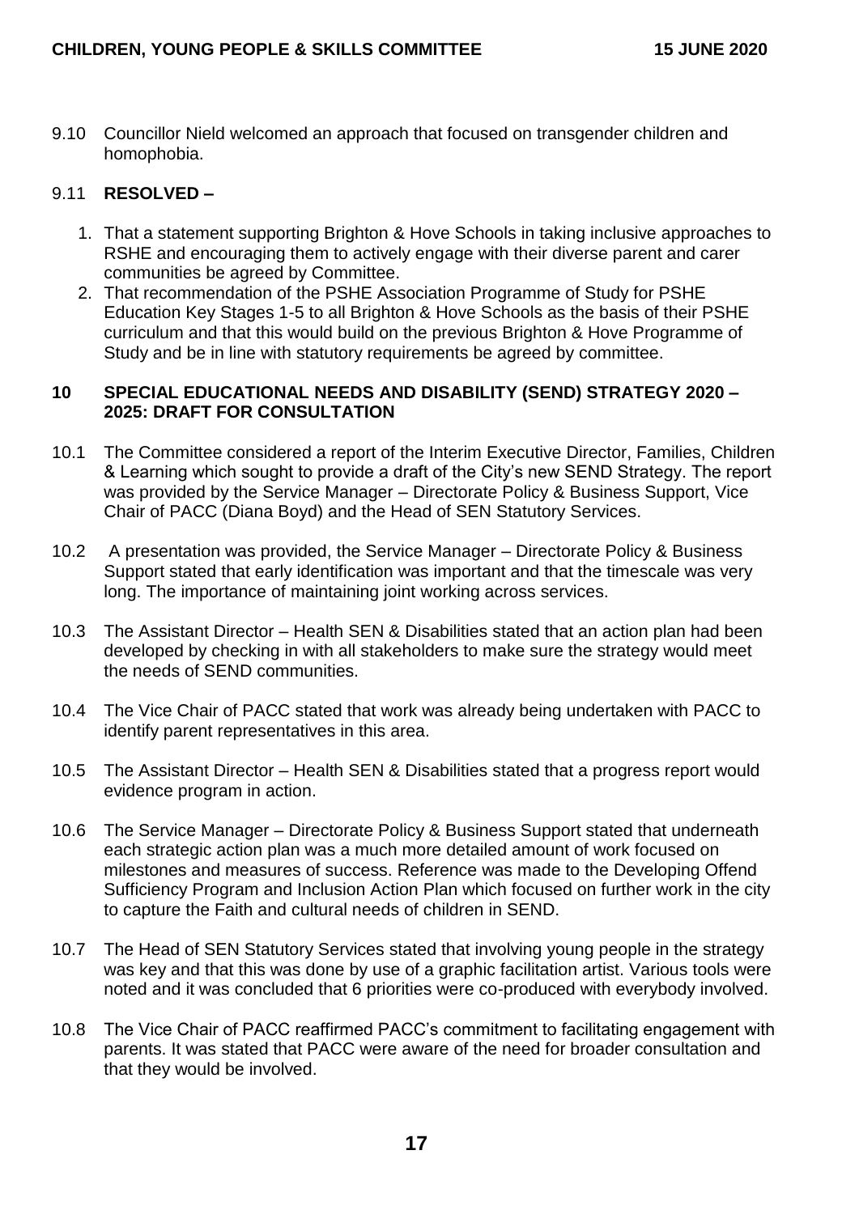9.10 Councillor Nield welcomed an approach that focused on transgender children and homophobia.

9.11 **RESOLVED –**

1. That a statement supporting Brighton & Hove Schools in taking inclusive approaches to RSHE and encouraging them to actively engage with their diverse parent and carer communities be agreed by Committee.
2. That recommendation of the PSHE Association Programme of Study for PSHE Education Key Stages 1-5 to all Brighton & Hove Schools as the basis of their PSHE curriculum and that this would build on the previous Brighton & Hove Programme of Study and be in line with statutory requirements be agreed by committee.

## 10 SPECIAL EDUCATIONAL NEEDS AND DISABILITY (SEND) STRATEGY 2020 – 2025: DRAFT FOR CONSULTATION

10.1 The Committee considered a report of the Interim Executive Director, Families, Children & Learning which sought to provide a draft of the City's new SEND Strategy. The report was provided by the Service Manager – Directorate Policy & Business Support, Vice Chair of PACC (Diana Boyd) and the Head of SEN Statutory Services.

10.2 A presentation was provided, the Service Manager – Directorate Policy & Business Support stated that early identification was important and that the timescale was very long. The importance of maintaining joint working across services.

10.3 The Assistant Director – Health SEN & Disabilities stated that an action plan had been developed by checking in with all stakeholders to make sure the strategy would meet the needs of SEND communities.

10.4 The Vice Chair of PACC stated that work was already being undertaken with PACC to identify parent representatives in this area.

10.5 The Assistant Director – Health SEN & Disabilities stated that a progress report would evidence program in action.

10.6 The Service Manager – Directorate Policy & Business Support stated that underneath each strategic action plan was a much more detailed amount of work focused on milestones and measures of success. Reference was made to the Developing Offend Sufficiency Program and Inclusion Action Plan which focused on further work in the city to capture the Faith and cultural needs of children in SEND.

10.7 The Head of SEN Statutory Services stated that involving young people in the strategy was key and that this was done by use of a graphic facilitation artist. Various tools were noted and it was concluded that 6 priorities were co-produced with everybody involved.

10.8 The Vice Chair of PACC reaffirmed PACC's commitment to facilitating engagement with parents. It was stated that PACC were aware of the need for broader consultation and that they would be involved.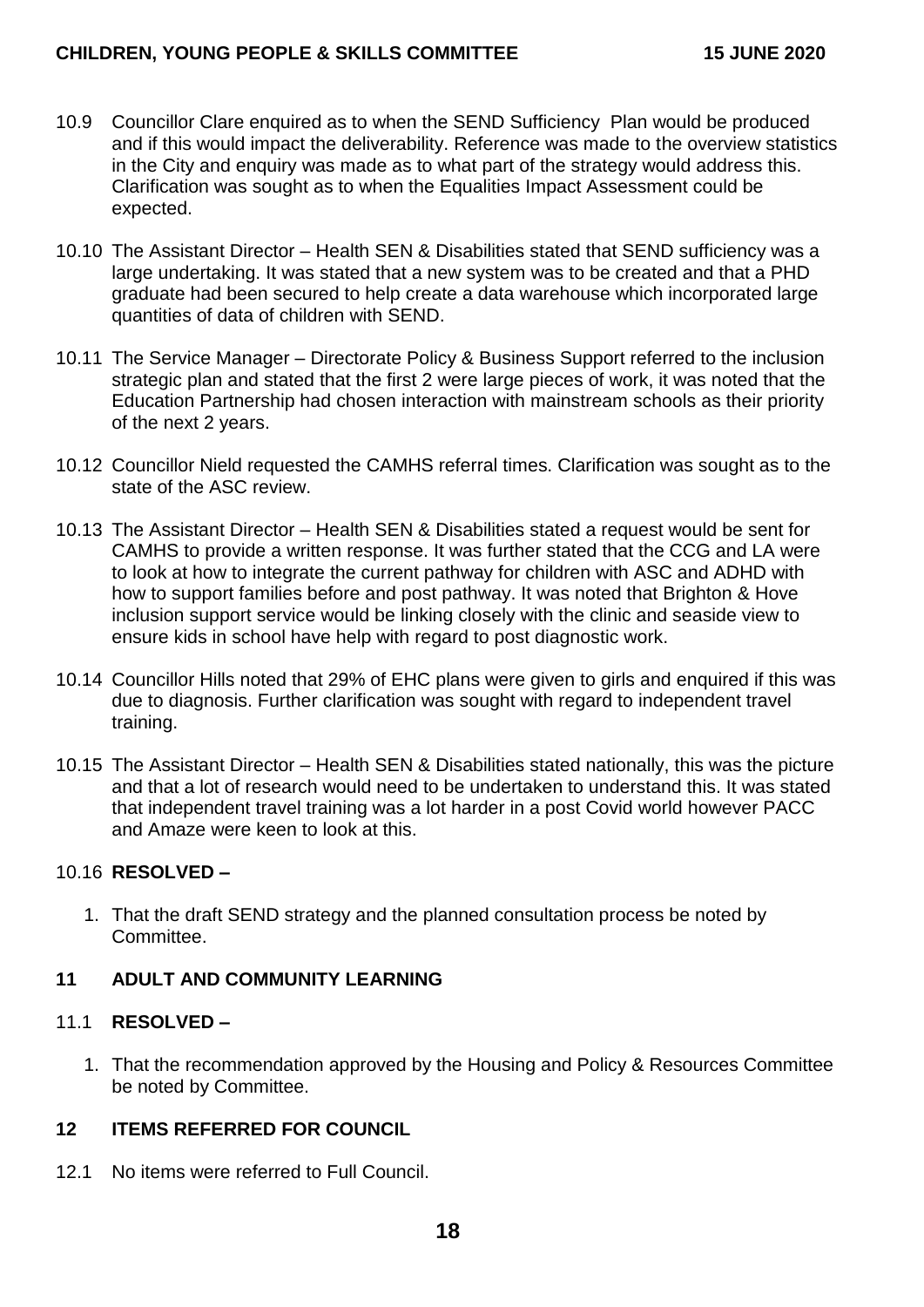10.9 Councillor Clare enquired as to when the SEND Sufficiency Plan would be produced and if this would impact the deliverability. Reference was made to the overview statistics in the City and enquiry was made as to what part of the strategy would address this. Clarification was sought as to when the Equalities Impact Assessment could be expected.

10.10 The Assistant Director – Health SEN & Disabilities stated that SEND sufficiency was a large undertaking. It was stated that a new system was to be created and that a PHD graduate had been secured to help create a data warehouse which incorporated large quantities of data of children with SEND.

10.11 The Service Manager – Directorate Policy & Business Support referred to the inclusion strategic plan and stated that the first 2 were large pieces of work, it was noted that the Education Partnership had chosen interaction with mainstream schools as their priority of the next 2 years.

10.12 Councillor Nield requested the CAMHS referral times. Clarification was sought as to the state of the ASC review.

10.13 The Assistant Director – Health SEN & Disabilities stated a request would be sent for CAMHS to provide a written response. It was further stated that the CCG and LA were to look at how to integrate the current pathway for children with ASC and ADHD with how to support families before and post pathway. It was noted that Brighton & Hove inclusion support service would be linking closely with the clinic and seaside view to ensure kids in school have help with regard to post diagnostic work.

10.14 Councillor Hills noted that 29% of EHC plans were given to girls and enquired if this was due to diagnosis. Further clarification was sought with regard to independent travel training.

10.15 The Assistant Director – Health SEN & Disabilities stated nationally, this was the picture and that a lot of research would need to be undertaken to understand this. It was stated that independent travel training was a lot harder in a post Covid world however PACC and Amaze were keen to look at this.

10.16 **RESOLVED –**

1. That the draft SEND strategy and the planned consultation process be noted by Committee.

## 11 ADULT AND COMMUNITY LEARNING

11.1 **RESOLVED –**

1. That the recommendation approved by the Housing and Policy & Resources Committee be noted by Committee.

## 12 ITEMS REFERRED FOR COUNCIL

12.1 No items were referred to Full Council.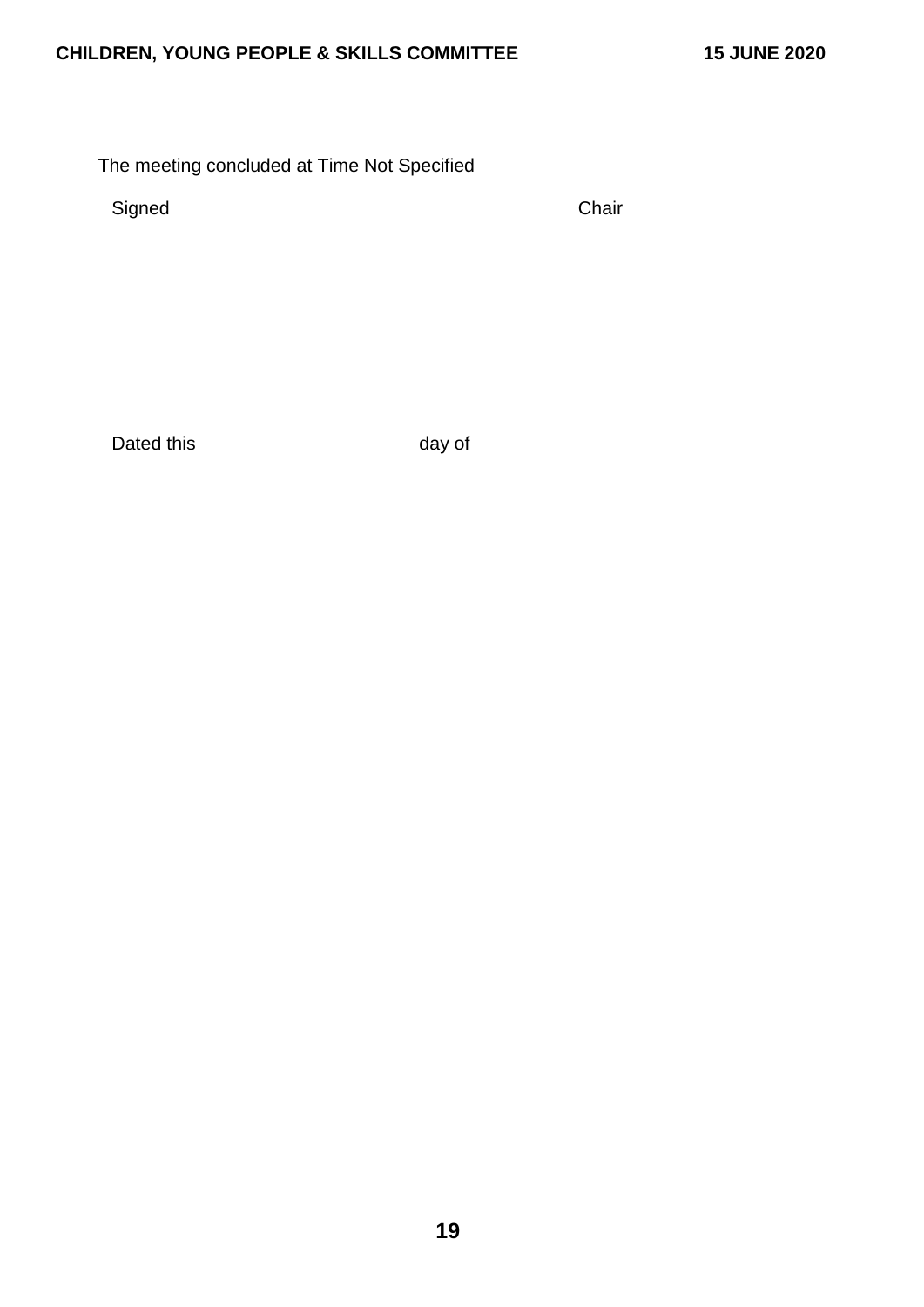The meeting concluded at Time Not Specified

Signed                                                                 Chair

Dated this                                    day of